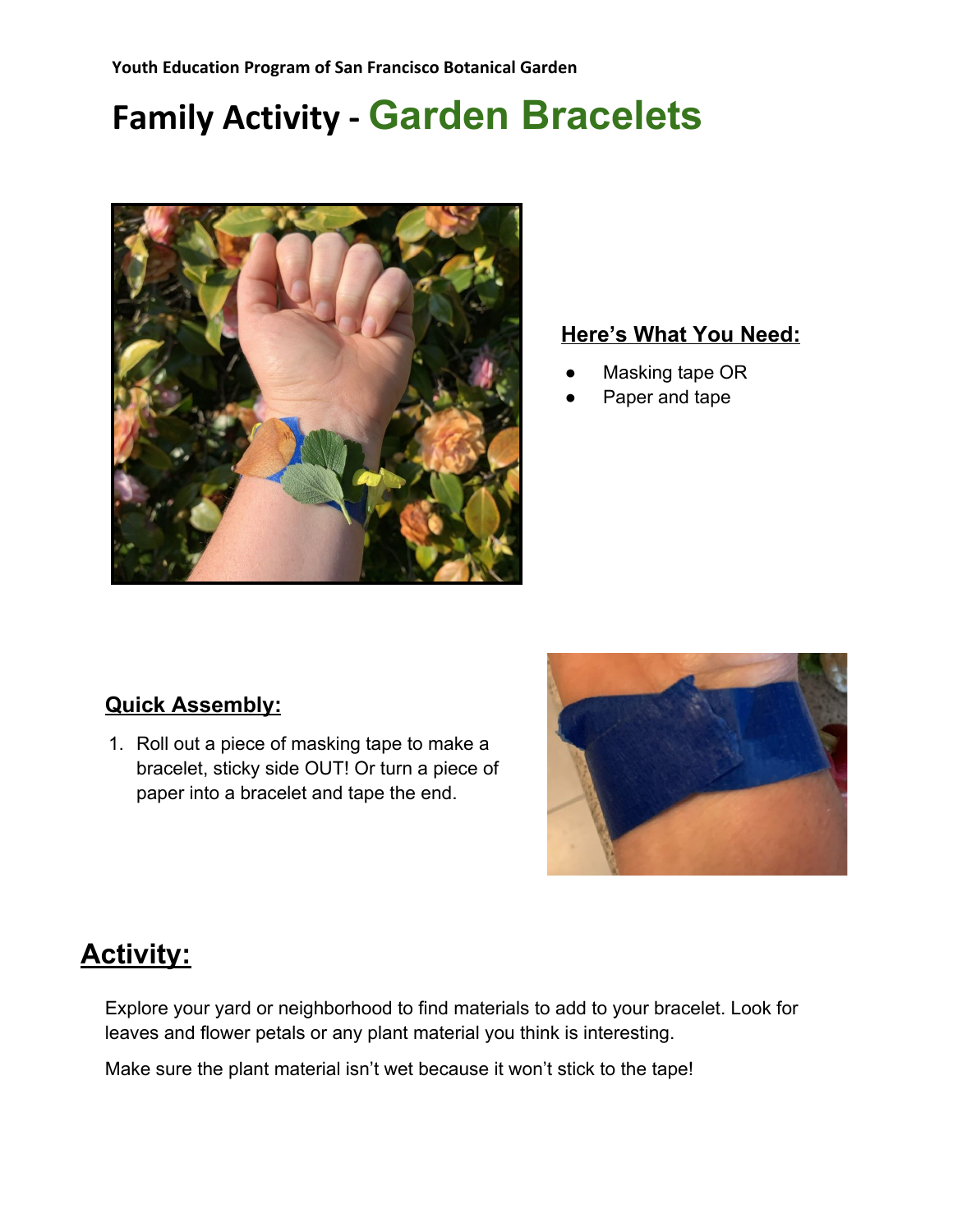**Youth Education Program of San Francisco Botanical Garden**

# Family Activity - Garden Bracelets

## Here's What You Need:

- Masking tape OR
- Paper and tape

## Quick Assembly:

1. Roll out a piece of masking tape to make a bracelet, sticky side OUT! Or turn a piece of paper into a bracelet and tape the end.

## Activity:

Explore your yard or neighborhood to find materials to add to your bracelet. Look for leaves and flower petals or any plant material you think is interesting.

Make sure the plant material isn't wet because it won't stick to the tape!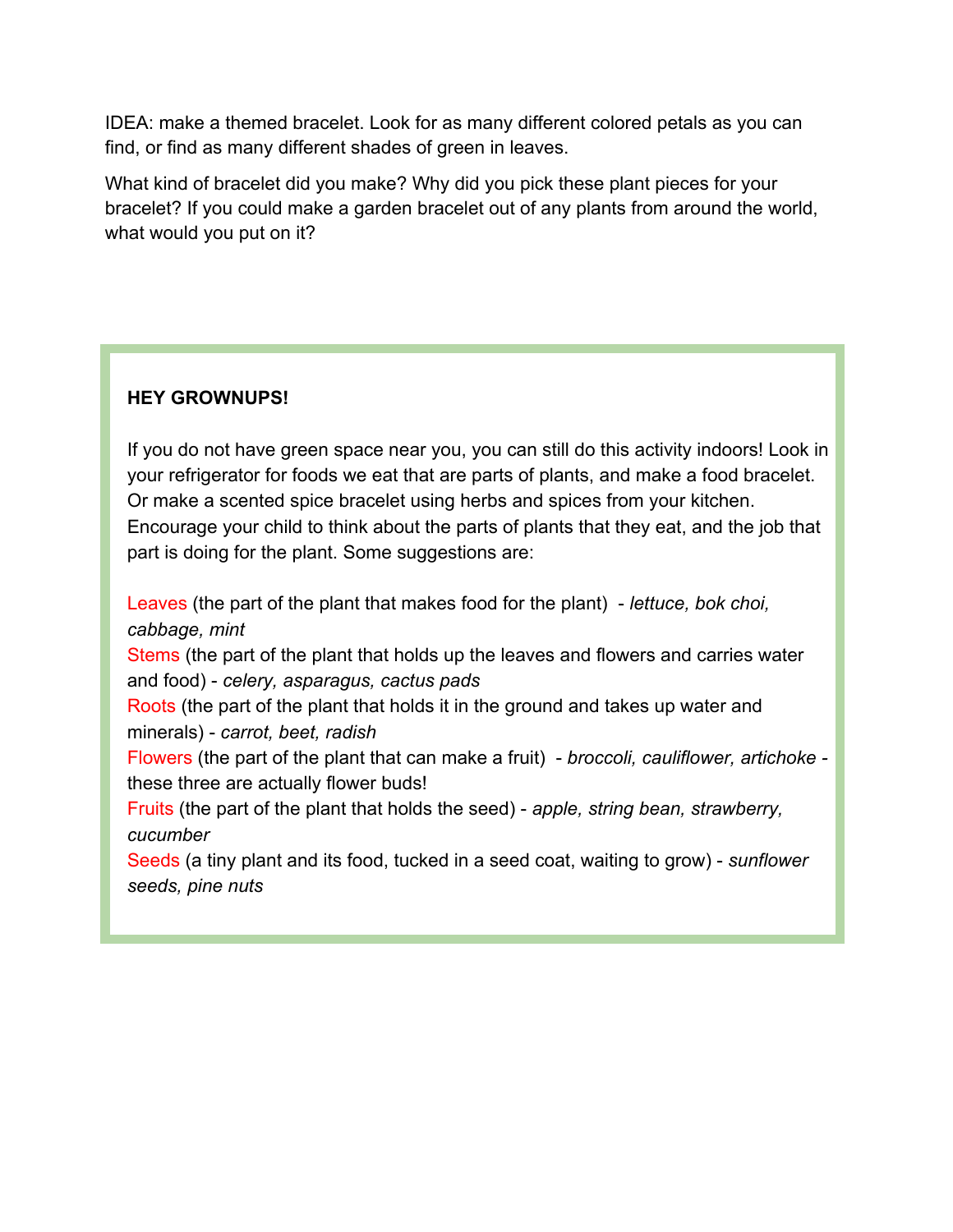IDEA: make a themed bracelet. Look for as many different colored petals as you can find, or find as many different shades of green in leaves.

What kind of bracelet did you make? Why did you pick these plant pieces for your bracelet? If you could make a garden bracelet out of any plants from around the world, what would you put on it?

**HEY GROWNUPS!**

If you do not have green space near you, you can still do this activity indoors! Look in your refrigerator for foods we eat that are parts of plants, and make a food bracelet. Or make a scented spice bracelet using herbs and spices from your kitchen. Encourage your child to think about the parts of plants that they eat, and the job that part is doing for the plant. Some suggestions are:

Leaves (the part of the plant that makes food for the plant) - *lettuce, bok choi, cabbage, mint*
Stems (the part of the plant that holds up the leaves and flowers and carries water and food) - *celery, asparagus, cactus pads*
Roots (the part of the plant that holds it in the ground and takes up water and minerals) - *carrot, beet, radish*
Flowers (the part of the plant that can make a fruit) - *broccoli, cauliflower, artichoke* - these three are actually flower buds!
Fruits (the part of the plant that holds the seed) - *apple, string bean, strawberry, cucumber*
Seeds (a tiny plant and its food, tucked in a seed coat, waiting to grow) - *sunflower seeds, pine nuts*